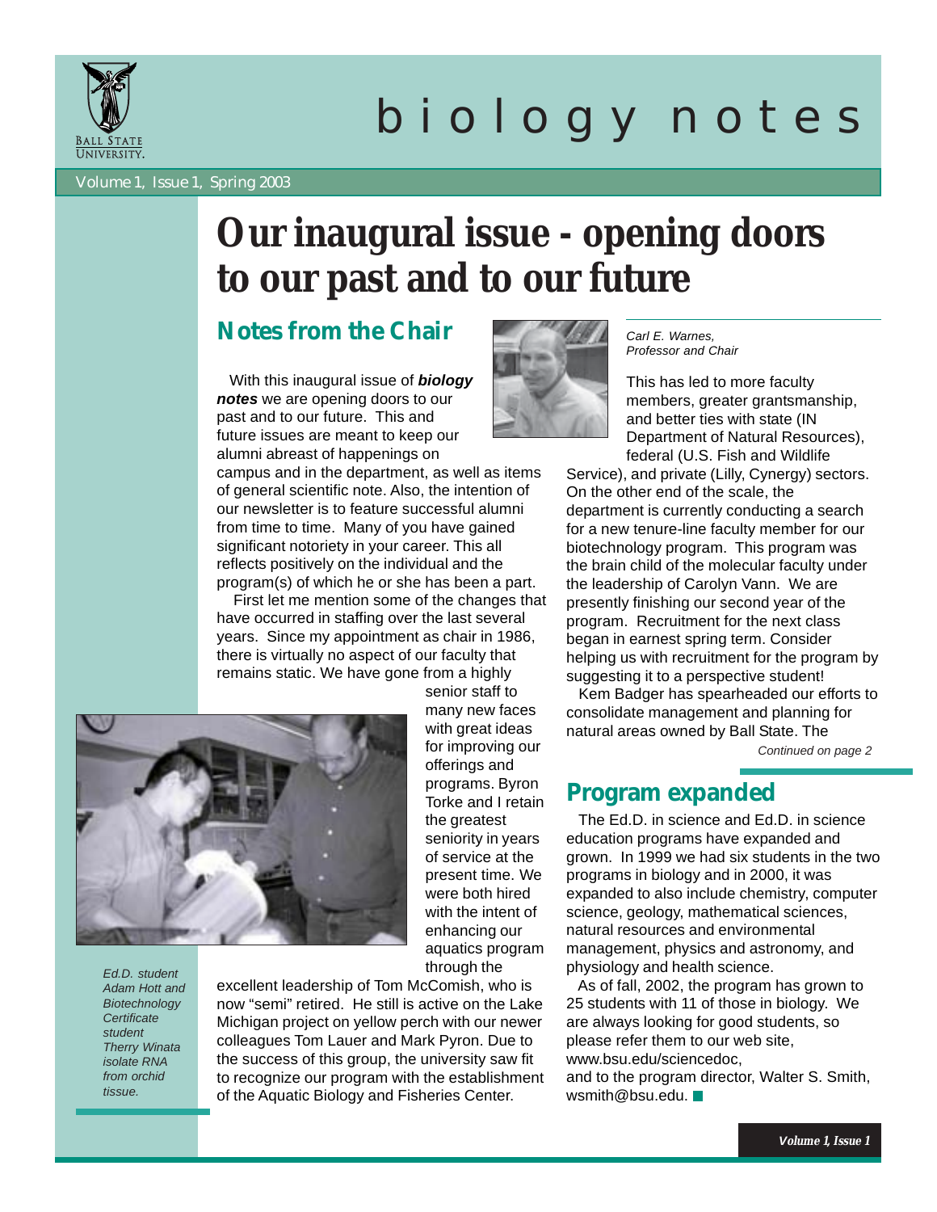# biology notes

Volume 1, Issue 1, Spring 2003

# Our inaugural issue - opening doors to our past and to our future

## Notes from the Chair

Carl E. Warnes,
Professor and Chair

With this inaugural issue of ***biology notes*** we are opening doors to our past and to our future. This and future issues are meant to keep our alumni abreast of happenings on campus and in the department, as well as items of general scientific note. Also, the intention of our newsletter is to feature successful alumni from time to time. Many of you have gained significant notoriety in your career. This all reflects positively on the individual and the program(s) of which he or she has been a part.

First let me mention some of the changes that have occurred in staffing over the last several years. Since my appointment as chair in 1986, there is virtually no aspect of our faculty that remains static. We have gone from a highly senior staff to many new faces with great ideas for improving our offerings and programs. Byron Torke and I retain the greatest seniority in years of service at the present time. We were both hired with the intent of enhancing our aquatics program through the excellent leadership of Tom McComish, who is now "semi" retired. He still is active on the Lake Michigan project on yellow perch with our newer colleagues Tom Lauer and Mark Pyron. Due to the success of this group, the university saw fit to recognize our program with the establishment of the Aquatic Biology and Fisheries Center.

*Ed.D. student Adam Hott and Biotechnology Certificate student Therry Winata isolate RNA from orchid tissue.*

This has led to more faculty members, greater grantsmanship, and better ties with state (IN Department of Natural Resources), federal (U.S. Fish and Wildlife Service), and private (Lilly, Cynergy) sectors. On the other end of the scale, the department is currently conducting a search for a new tenure-line faculty member for our biotechnology program. This program was the brain child of the molecular faculty under the leadership of Carolyn Vann. We are presently finishing our second year of the program. Recruitment for the next class began in earnest spring term. Consider helping us with recruitment for the program by suggesting it to a perspective student!

Kem Badger has spearheaded our efforts to consolidate management and planning for natural areas owned by Ball State. The

*Continued on page 2*

## Program expanded

The Ed.D. in science and Ed.D. in science education programs have expanded and grown. In 1999 we had six students in the two programs in biology and in 2000, it was expanded to also include chemistry, computer science, geology, mathematical sciences, natural resources and environmental management, physics and astronomy, and physiology and health science.

As of fall, 2002, the program has grown to 25 students with 11 of those in biology. We are always looking for good students, so please refer them to our web site, www.bsu.edu/sciencedoc, and to the program director, Walter S. Smith, wsmith@bsu.edu.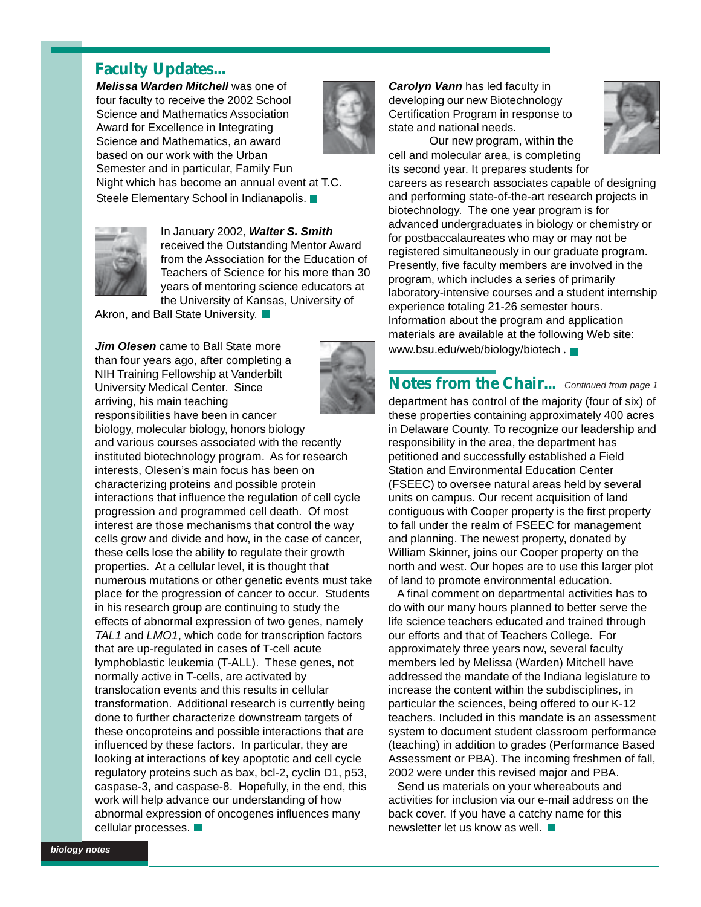## Faculty Updates...

***Melissa Warden Mitchell*** was one of four faculty to receive the 2002 School Science and Mathematics Association Award for Excellence in Integrating Science and Mathematics, an award based on our work with the Urban Semester and in particular, Family Fun Night which has become an annual event at T.C. Steele Elementary School in Indianapolis. ■

In January 2002, ***Walter S. Smith*** received the Outstanding Mentor Award from the Association for the Education of Teachers of Science for his more than 30 years of mentoring science educators at the University of Kansas, University of Akron, and Ball State University. ■

***Jim Olesen*** came to Ball State more than four years ago, after completing a NIH Training Fellowship at Vanderbilt University Medical Center. Since arriving, his main teaching responsibilities have been in cancer biology, molecular biology, honors biology and various courses associated with the recently instituted biotechnology program. As for research interests, Olesen's main focus has been on characterizing proteins and possible protein interactions that influence the regulation of cell cycle progression and programmed cell death. Of most interest are those mechanisms that control the way cells grow and divide and how, in the case of cancer, these cells lose the ability to regulate their growth properties. At a cellular level, it is thought that numerous mutations or other genetic events must take place for the progression of cancer to occur. Students in his research group are continuing to study the effects of abnormal expression of two genes, namely *TAL1* and *LMO1*, which code for transcription factors that are up-regulated in cases of T-cell acute lymphoblastic leukemia (T-ALL). These genes, not normally active in T-cells, are activated by translocation events and this results in cellular transformation. Additional research is currently being done to further characterize downstream targets of these oncoproteins and possible interactions that are influenced by these factors. In particular, they are looking at interactions of key apoptotic and cell cycle regulatory proteins such as bax, bcl-2, cyclin D1, p53, caspase-3, and caspase-8. Hopefully, in the end, this work will help advance our understanding of how abnormal expression of oncogenes influences many cellular processes. ■

***Carolyn Vann*** has led faculty in developing our new Biotechnology Certification Program in response to state and national needs.

Our new program, within the cell and molecular area, is completing its second year. It prepares students for careers as research associates capable of designing and performing state-of-the-art research projects in biotechnology. The one year program is for advanced undergraduates in biology or chemistry or for postbaccalaureates who may or may not be registered simultaneously in our graduate program. Presently, five faculty members are involved in the program, which includes a series of primarily laboratory-intensive courses and a student internship experience totaling 21-26 semester hours. Information about the program and application materials are available at the following Web site: www.bsu.edu/web/biology/biotech . ■

## Notes from the Chair...

*Continued from page 1*

department has control of the majority (four of six) of these properties containing approximately 400 acres in Delaware County. To recognize our leadership and responsibility in the area, the department has petitioned and successfully established a Field Station and Environmental Education Center (FSEEC) to oversee natural areas held by several units on campus. Our recent acquisition of land contiguous with Cooper property is the first property to fall under the realm of FSEEC for management and planning. The newest property, donated by William Skinner, joins our Cooper property on the north and west. Our hopes are to use this larger plot of land to promote environmental education.

A final comment on departmental activities has to do with our many hours planned to better serve the life science teachers educated and trained through our efforts and that of Teachers College. For approximately three years now, several faculty members led by Melissa (Warden) Mitchell have addressed the mandate of the Indiana legislature to increase the content within the subdisciplines, in particular the sciences, being offered to our K-12 teachers. Included in this mandate is an assessment system to document student classroom performance (teaching) in addition to grades (Performance Based Assessment or PBA). The incoming freshmen of fall, 2002 were under this revised major and PBA.

Send us materials on your whereabouts and activities for inclusion via our e-mail address on the back cover. If you have a catchy name for this newsletter let us know as well. ■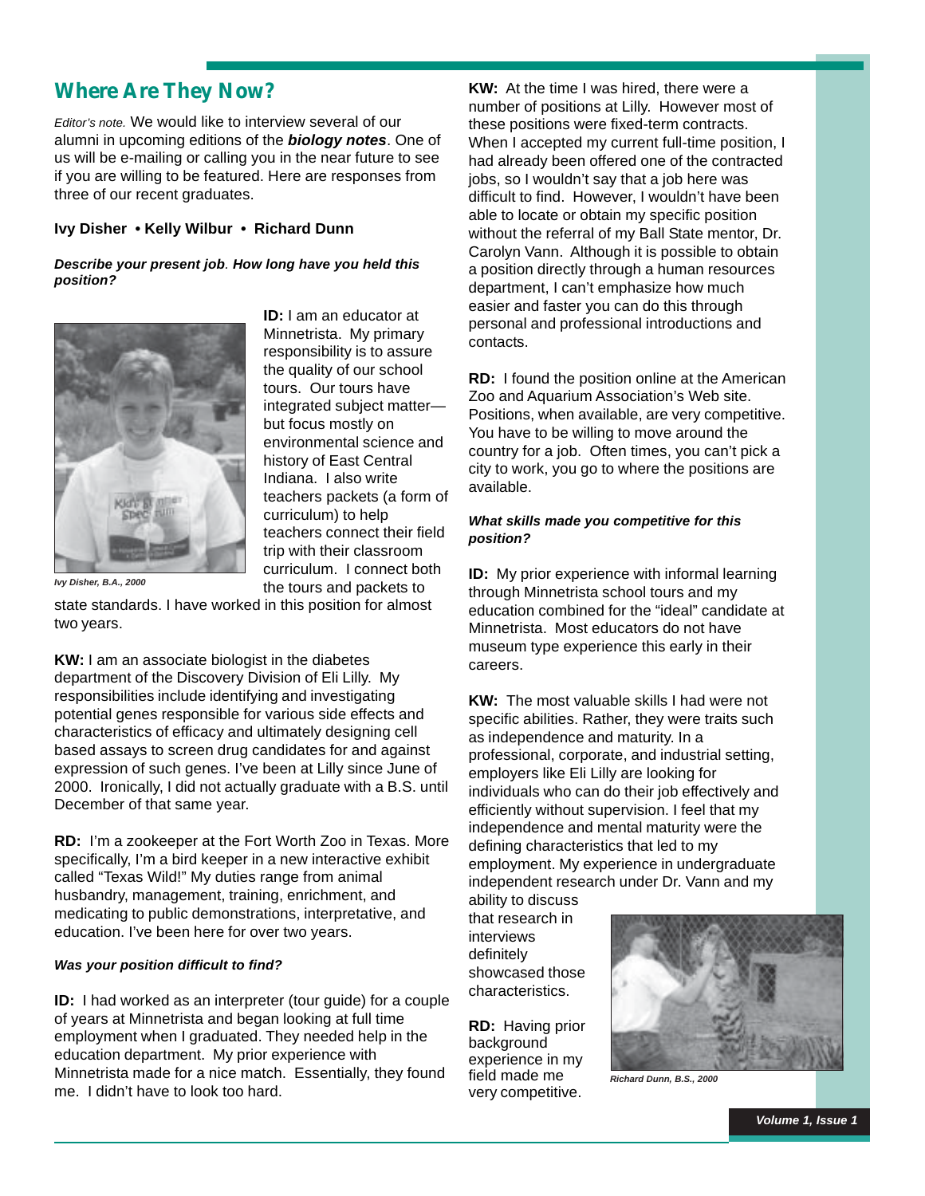## Where Are They Now?

*Editor's note.* We would like to interview several of our alumni in upcoming editions of the ***biology notes***. One of us will be e-mailing or calling you in the near future to see if you are willing to be featured. Here are responses from three of our recent graduates.

**Ivy Disher • Kelly Wilbur • Richard Dunn**

***Describe your present job. How long have you held this position?***

**ID:** I am an educator at Minnetrista. My primary responsibility is to assure the quality of our school tours. Our tours have integrated subject matter—but focus mostly on environmental science and history of East Central Indiana. I also write teachers packets (a form of curriculum) to help teachers connect their field trip with their classroom curriculum. I connect both the tours and packets to state standards. I have worked in this position for almost two years.

***Ivy Disher, B.A., 2000***

**KW:** I am an associate biologist in the diabetes department of the Discovery Division of Eli Lilly. My responsibilities include identifying and investigating potential genes responsible for various side effects and characteristics of efficacy and ultimately designing cell based assays to screen drug candidates for and against expression of such genes. I've been at Lilly since June of 2000. Ironically, I did not actually graduate with a B.S. until December of that same year.

**RD:** I'm a zookeeper at the Fort Worth Zoo in Texas. More specifically, I'm a bird keeper in a new interactive exhibit called "Texas Wild!" My duties range from animal husbandry, management, training, enrichment, and medicating to public demonstrations, interpretative, and education. I've been here for over two years.

***Was your position difficult to find?***

**ID:** I had worked as an interpreter (tour guide) for a couple of years at Minnetrista and began looking at full time employment when I graduated. They needed help in the education department. My prior experience with Minnetrista made for a nice match. Essentially, they found me. I didn't have to look too hard.

**KW:** At the time I was hired, there were a number of positions at Lilly. However most of these positions were fixed-term contracts. When I accepted my current full-time position, I had already been offered one of the contracted jobs, so I wouldn't say that a job here was difficult to find. However, I wouldn't have been able to locate or obtain my specific position without the referral of my Ball State mentor, Dr. Carolyn Vann. Although it is possible to obtain a position directly through a human resources department, I can't emphasize how much easier and faster you can do this through personal and professional introductions and contacts.

**RD:** I found the position online at the American Zoo and Aquarium Association's Web site. Positions, when available, are very competitive. You have to be willing to move around the country for a job. Often times, you can't pick a city to work, you go to where the positions are available.

***What skills made you competitive for this position?***

**ID:** My prior experience with informal learning through Minnetrista school tours and my education combined for the "ideal" candidate at Minnetrista. Most educators do not have museum type experience this early in their careers.

**KW:** The most valuable skills I had were not specific abilities. Rather, they were traits such as independence and maturity. In a professional, corporate, and industrial setting, employers like Eli Lilly are looking for individuals who can do their job effectively and efficiently without supervision. I feel that my independence and mental maturity were the defining characteristics that led to my employment. My experience in undergraduate independent research under Dr. Vann and my ability to discuss that research in interviews definitely showcased those characteristics.

**RD:** Having prior background experience in my field made me very competitive.

***Richard Dunn, B.S., 2000***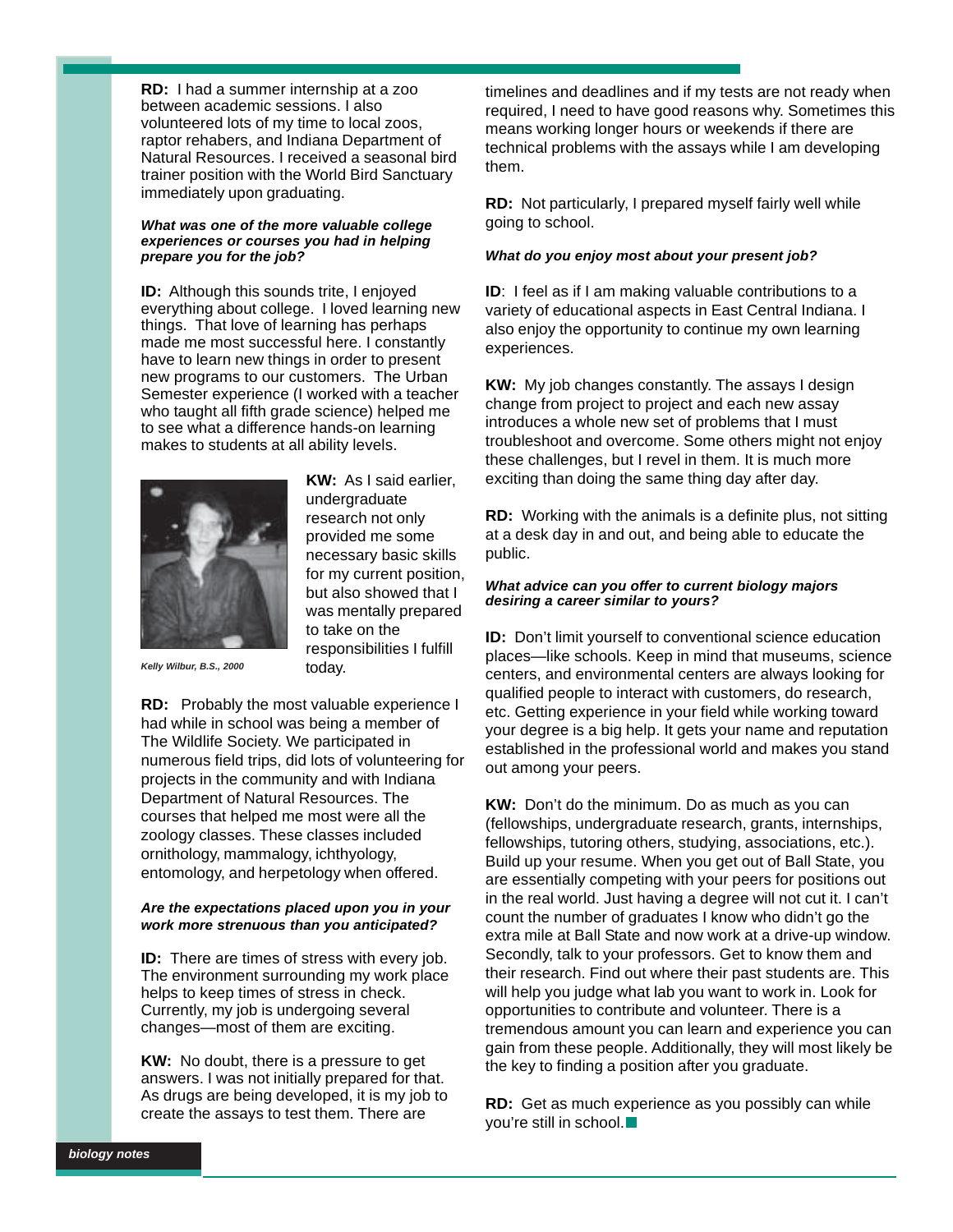**RD:** I had a summer internship at a zoo between academic sessions. I also volunteered lots of my time to local zoos, raptor rehabers, and Indiana Department of Natural Resources. I received a seasonal bird trainer position with the World Bird Sanctuary immediately upon graduating.

***What was one of the more valuable college experiences or courses you had in helping prepare you for the job?***

**ID:** Although this sounds trite, I enjoyed everything about college. I loved learning new things. That love of learning has perhaps made me most successful here. I constantly have to learn new things in order to present new programs to our customers. The Urban Semester experience (I worked with a teacher who taught all fifth grade science) helped me to see what a difference hands-on learning makes to students at all ability levels.

*Kelly Wilbur, B.S., 2000*

**KW:** As I said earlier, undergraduate research not only provided me some necessary basic skills for my current position, but also showed that I was mentally prepared to take on the responsibilities I fulfill today.

**RD:** Probably the most valuable experience I had while in school was being a member of The Wildlife Society. We participated in numerous field trips, did lots of volunteering for projects in the community and with Indiana Department of Natural Resources. The courses that helped me most were all the zoology classes. These classes included ornithology, mammalogy, ichthyology, entomology, and herpetology when offered.

***Are the expectations placed upon you in your work more strenuous than you anticipated?***

**ID:** There are times of stress with every job. The environment surrounding my work place helps to keep times of stress in check. Currently, my job is undergoing several changes—most of them are exciting.

**KW:** No doubt, there is a pressure to get answers. I was not initially prepared for that. As drugs are being developed, it is my job to create the assays to test them. There are timelines and deadlines and if my tests are not ready when required, I need to have good reasons why. Sometimes this means working longer hours or weekends if there are technical problems with the assays while I am developing them.

**RD:** Not particularly, I prepared myself fairly well while going to school.

***What do you enjoy most about your present job?***

**ID**: I feel as if I am making valuable contributions to a variety of educational aspects in East Central Indiana. I also enjoy the opportunity to continue my own learning experiences.

**KW:** My job changes constantly. The assays I design change from project to project and each new assay introduces a whole new set of problems that I must troubleshoot and overcome. Some others might not enjoy these challenges, but I revel in them. It is much more exciting than doing the same thing day after day.

**RD:** Working with the animals is a definite plus, not sitting at a desk day in and out, and being able to educate the public.

***What advice can you offer to current biology majors desiring a career similar to yours?***

**ID:** Don't limit yourself to conventional science education places—like schools. Keep in mind that museums, science centers, and environmental centers are always looking for qualified people to interact with customers, do research, etc. Getting experience in your field while working toward your degree is a big help. It gets your name and reputation established in the professional world and makes you stand out among your peers.

**KW:** Don't do the minimum. Do as much as you can (fellowships, undergraduate research, grants, internships, fellowships, tutoring others, studying, associations, etc.). Build up your resume. When you get out of Ball State, you are essentially competing with your peers for positions out in the real world. Just having a degree will not cut it. I can't count the number of graduates I know who didn't go the extra mile at Ball State and now work at a drive-up window. Secondly, talk to your professors. Get to know them and their research. Find out where their past students are. This will help you judge what lab you want to work in. Look for opportunities to contribute and volunteer. There is a tremendous amount you can learn and experience you can gain from these people. Additionally, they will most likely be the key to finding a position after you graduate.

**RD:** Get as much experience as you possibly can while you're still in school.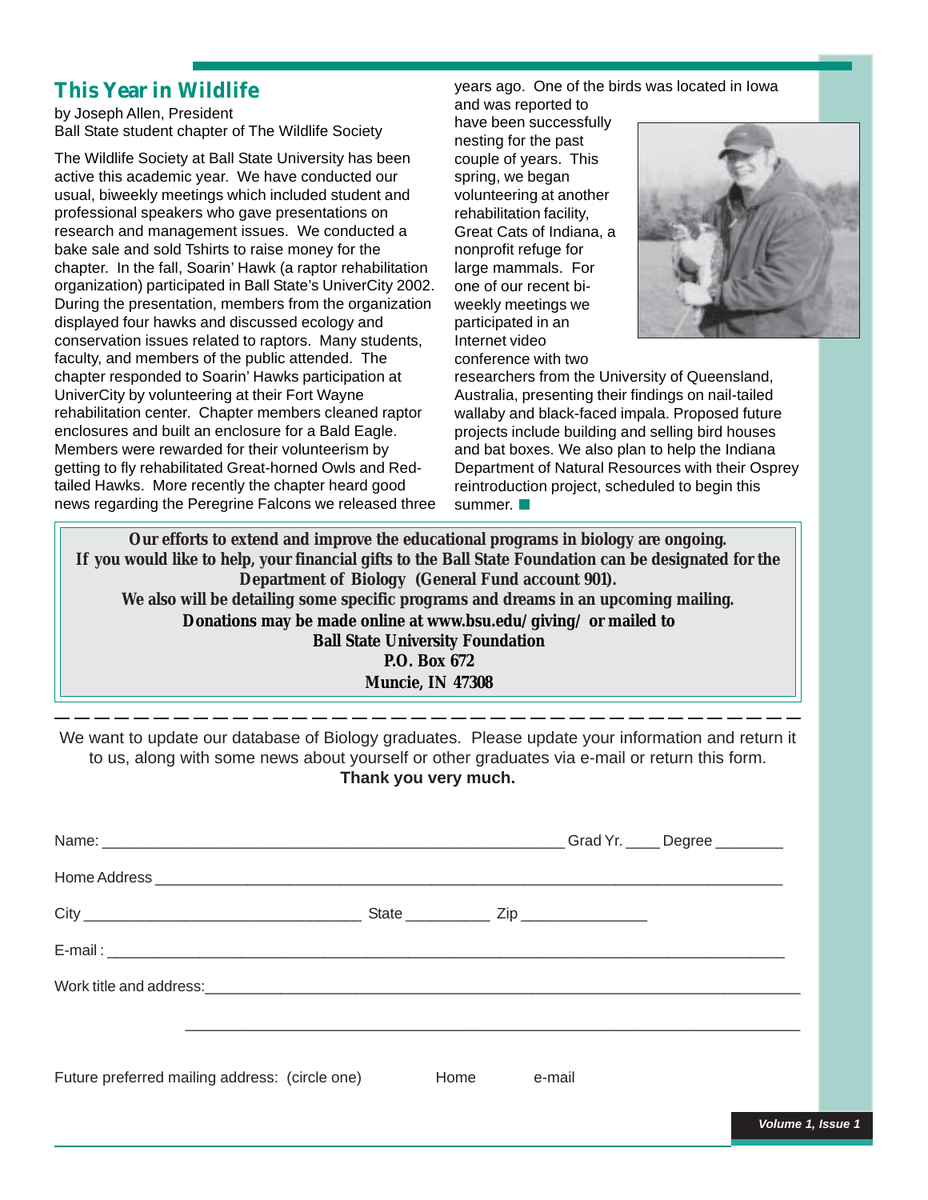## This Year in Wildlife

by Joseph Allen, President
Ball State student chapter of The Wildlife Society

The Wildlife Society at Ball State University has been active this academic year. We have conducted our usual, biweekly meetings which included student and professional speakers who gave presentations on research and management issues. We conducted a bake sale and sold Tshirts to raise money for the chapter. In the fall, Soarin' Hawk (a raptor rehabilitation organization) participated in Ball State's UniverCity 2002. During the presentation, members from the organization displayed four hawks and discussed ecology and conservation issues related to raptors. Many students, faculty, and members of the public attended. The chapter responded to Soarin' Hawks participation at UniverCity by volunteering at their Fort Wayne rehabilitation center. Chapter members cleaned raptor enclosures and built an enclosure for a Bald Eagle. Members were rewarded for their volunteerism by getting to fly rehabilitated Great-horned Owls and Red-tailed Hawks. More recently the chapter heard good news regarding the Peregrine Falcons we released three years ago. One of the birds was located in Iowa and was reported to have been successfully nesting for the past couple of years. This spring, we began volunteering at another rehabilitation facility, Great Cats of Indiana, a nonprofit refuge for large mammals. For one of our recent bi-weekly meetings we participated in an Internet video conference with two researchers from the University of Queensland, Australia, presenting their findings on nail-tailed wallaby and black-faced impala. Proposed future projects include building and selling bird houses and bat boxes. We also plan to help the Indiana Department of Natural Resources with their Osprey reintroduction project, scheduled to begin this summer. ■

---

**Our efforts to extend and improve the educational programs in biology are ongoing. If you would like to help, your financial gifts to the Ball State Foundation can be designated for the Department of Biology (General Fund account 901). We also will be detailing some specific programs and dreams in an upcoming mailing. Donations may be made online at www.bsu.edu/giving/ or mailed to**

**Ball State University Foundation**
**P.O. Box 672**
**Muncie, IN 47308**

---

We want to update our database of Biology graduates. Please update your information and return it to us, along with some news about yourself or other graduates via e-mail or return this form.
**Thank you very much.**

Name: ______________________________ Grad Yr. ____ Degree ________

Home Address ______________________________

City ______________________ State __________ Zip _______________

E-mail : ______________________________

Work title and address: ______________________________

______________________________

Future preferred mailing address: (circle one) Home e-mail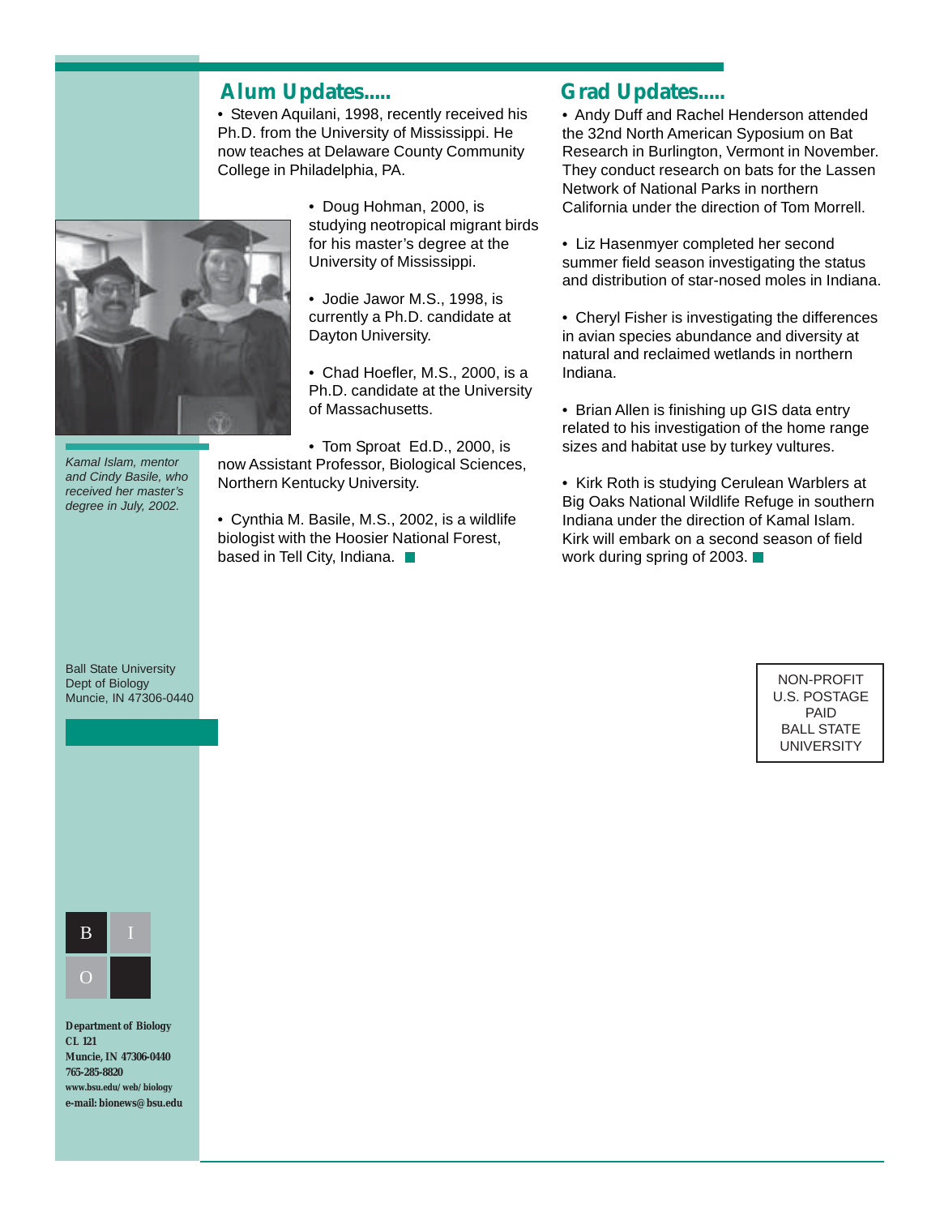## Alum Updates.....

- Steven Aquilani, 1998, recently received his Ph.D. from the University of Mississippi. He now teaches at Delaware County Community College in Philadelphia, PA.
- Doug Hohman, 2000, is studying neotropical migrant birds for his master's degree at the University of Mississippi.
- Jodie Jawor M.S., 1998, is currently a Ph.D. candidate at Dayton University.
- Chad Hoefler, M.S., 2000, is a Ph.D. candidate at the University of Massachusetts.
- Tom Sproat Ed.D., 2000, is now Assistant Professor, Biological Sciences, Northern Kentucky University.
- Cynthia M. Basile, M.S., 2002, is a wildlife biologist with the Hoosier National Forest, based in Tell City, Indiana.

*Kamal Islam, mentor and Cindy Basile, who received her master's degree in July, 2002.*

## Grad Updates.....

- Andy Duff and Rachel Henderson attended the 32nd North American Syposium on Bat Research in Burlington, Vermont in November. They conduct research on bats for the Lassen Network of National Parks in northern California under the direction of Tom Morrell.
- Liz Hasenmyer completed her second summer field season investigating the status and distribution of star-nosed moles in Indiana.
- Cheryl Fisher is investigating the differences in avian species abundance and diversity at natural and reclaimed wetlands in northern Indiana.
- Brian Allen is finishing up GIS data entry related to his investigation of the home range sizes and habitat use by turkey vultures.
- Kirk Roth is studying Cerulean Warblers at Big Oaks National Wildlife Refuge in southern Indiana under the direction of Kamal Islam. Kirk will embark on a second season of field work during spring of 2003.

Ball State University
Dept of Biology
Muncie, IN 47306-0440

NON-PROFIT
U.S. POSTAGE
PAID
BALL STATE
UNIVERSITY

B I
O

**Department of Biology**
**CL 121**
**Muncie, IN 47306-0440**
**765-285-8820**
**www.bsu.edu/web/biology**
**e-mail: bionews@bsu.edu**